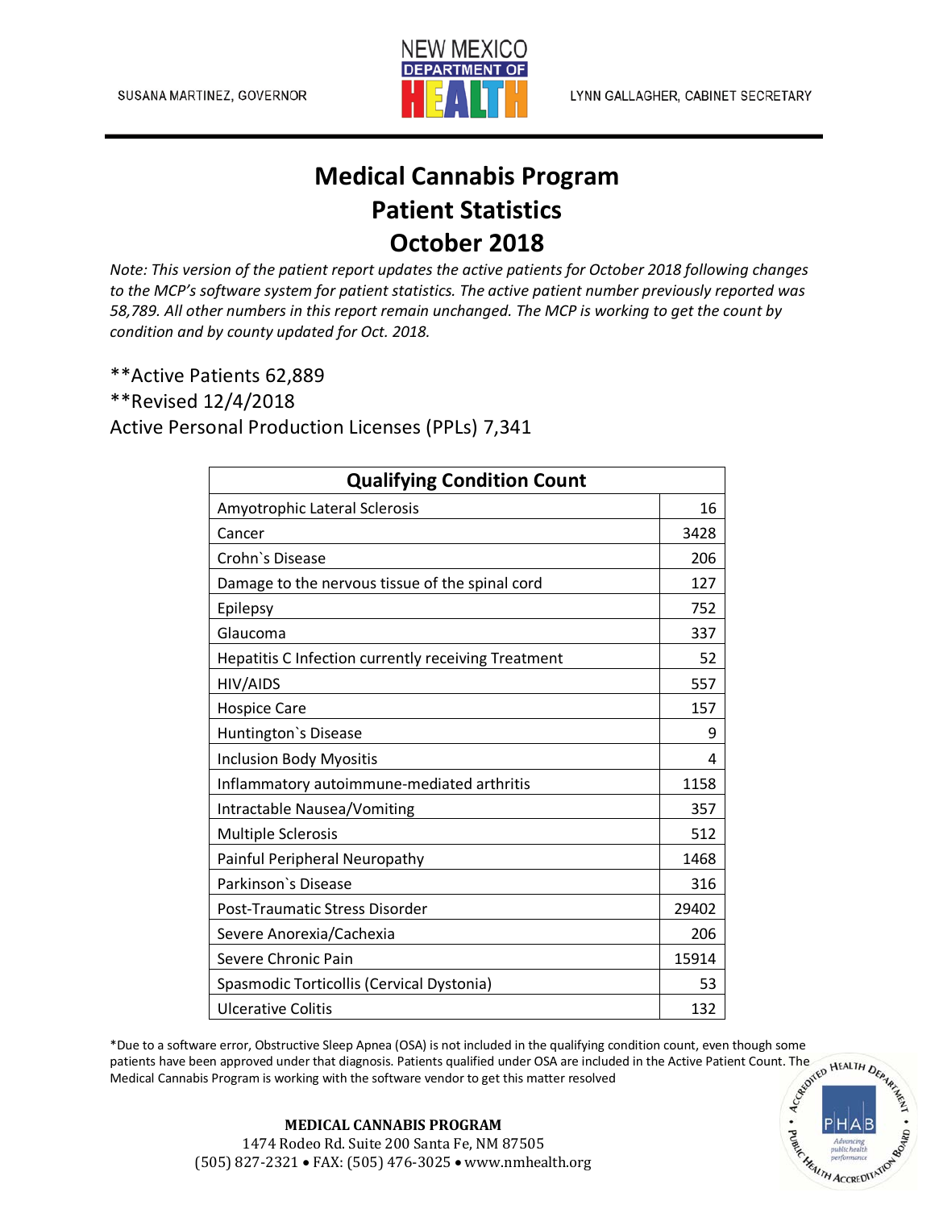SUSANA MARTINEZ, GOVERNOR

NEW MEXICO DEPARTMENT OF HEALTH

LYNN GALLAGHER, CABINET SECRETARY

# Medical Cannabis Program
# Patient Statistics
# October 2018

*Note: This version of the patient report updates the active patients for October 2018 following changes to the MCP's software system for patient statistics. The active patient number previously reported was 58,789. All other numbers in this report remain unchanged. The MCP is working to get the count by condition and by county updated for Oct. 2018.*

**Active Patients 62,889

**Revised 12/4/2018

Active Personal Production Licenses (PPLs) 7,341

| Qualifying Condition Count | |
|---|---|
| Amyotrophic Lateral Sclerosis | 16 |
| Cancer | 3428 |
| Crohn`s Disease | 206 |
| Damage to the nervous tissue of the spinal cord | 127 |
| Epilepsy | 752 |
| Glaucoma | 337 |
| Hepatitis C Infection currently receiving Treatment | 52 |
| HIV/AIDS | 557 |
| Hospice Care | 157 |
| Huntington`s Disease | 9 |
| Inclusion Body Myositis | 4 |
| Inflammatory autoimmune-mediated arthritis | 1158 |
| Intractable Nausea/Vomiting | 357 |
| Multiple Sclerosis | 512 |
| Painful Peripheral Neuropathy | 1468 |
| Parkinson`s Disease | 316 |
| Post-Traumatic Stress Disorder | 29402 |
| Severe Anorexia/Cachexia | 206 |
| Severe Chronic Pain | 15914 |
| Spasmodic Torticollis (Cervical Dystonia) | 53 |
| Ulcerative Colitis | 132 |

*Due to a software error, Obstructive Sleep Apnea (OSA) is not included in the qualifying condition count, even though some patients have been approved under that diagnosis. Patients qualified under OSA are included in the Active Patient Count. The Medical Cannabis Program is working with the software vendor to get this matter resolved

**MEDICAL CANNABIS PROGRAM**
1474 Rodeo Rd. Suite 200 Santa Fe, NM 87505
(505) 827-2321 • FAX: (505) 476-3025 • www.nmhealth.org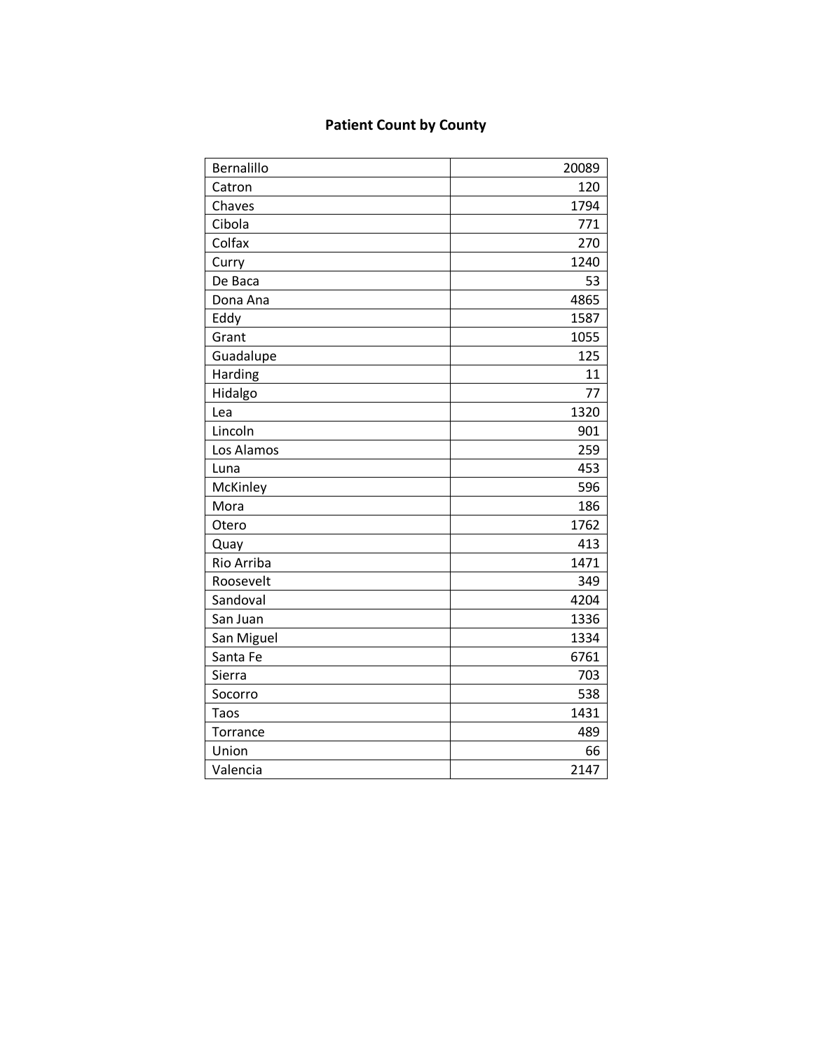**Patient Count by County**

| | |
|---|---|
| Bernalillo | 20089 |
| Catron | 120 |
| Chaves | 1794 |
| Cibola | 771 |
| Colfax | 270 |
| Curry | 1240 |
| De Baca | 53 |
| Dona Ana | 4865 |
| Eddy | 1587 |
| Grant | 1055 |
| Guadalupe | 125 |
| Harding | 11 |
| Hidalgo | 77 |
| Lea | 1320 |
| Lincoln | 901 |
| Los Alamos | 259 |
| Luna | 453 |
| McKinley | 596 |
| Mora | 186 |
| Otero | 1762 |
| Quay | 413 |
| Rio Arriba | 1471 |
| Roosevelt | 349 |
| Sandoval | 4204 |
| San Juan | 1336 |
| San Miguel | 1334 |
| Santa Fe | 6761 |
| Sierra | 703 |
| Socorro | 538 |
| Taos | 1431 |
| Torrance | 489 |
| Union | 66 |
| Valencia | 2147 |